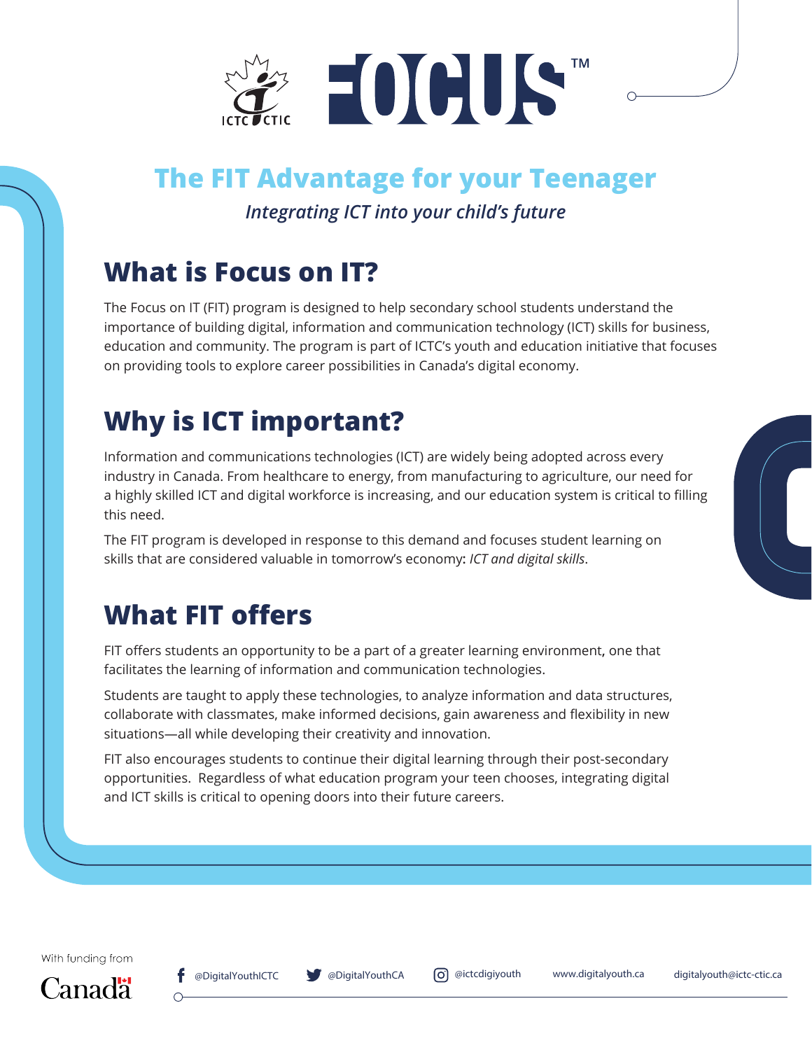# The FIT Advantage for your Teenager

*Integrating ICT into your child's future*

## What is Focus on IT?

The Focus on IT (FIT) program is designed to help secondary school students understand the importance of building digital, information and communication technology (ICT) skills for business, education and community. The program is part of ICTC's youth and education initiative that focuses on providing tools to explore career possibilities in Canada's digital economy.

## Why is ICT important?

Information and communications technologies (ICT) are widely being adopted across every industry in Canada. From healthcare to energy, from manufacturing to agriculture, our need for a highly skilled ICT and digital workforce is increasing, and our education system is critical to filling this need.

The FIT program is developed in response to this demand and focuses student learning on skills that are considered valuable in tomorrow's economy**:** *ICT and digital skills*.

## What FIT offers

FIT offers students an opportunity to be a part of a greater learning environment, one that facilitates the learning of information and communication technologies.

Students are taught to apply these technologies, to analyze information and data structures, collaborate with classmates, make informed decisions, gain awareness and flexibility in new situations—all while developing their creativity and innovation.

FIT also encourages students to continue their digital learning through their post-secondary opportunities. Regardless of what education program your teen chooses, integrating digital and ICT skills is critical to opening doors into their future careers.

With funding from Canada

@DigitalYouthICTC @DigitalYouthCA @ictcdigiyouth www.digitalyouth.ca digitalyouth@ictc-ctic.ca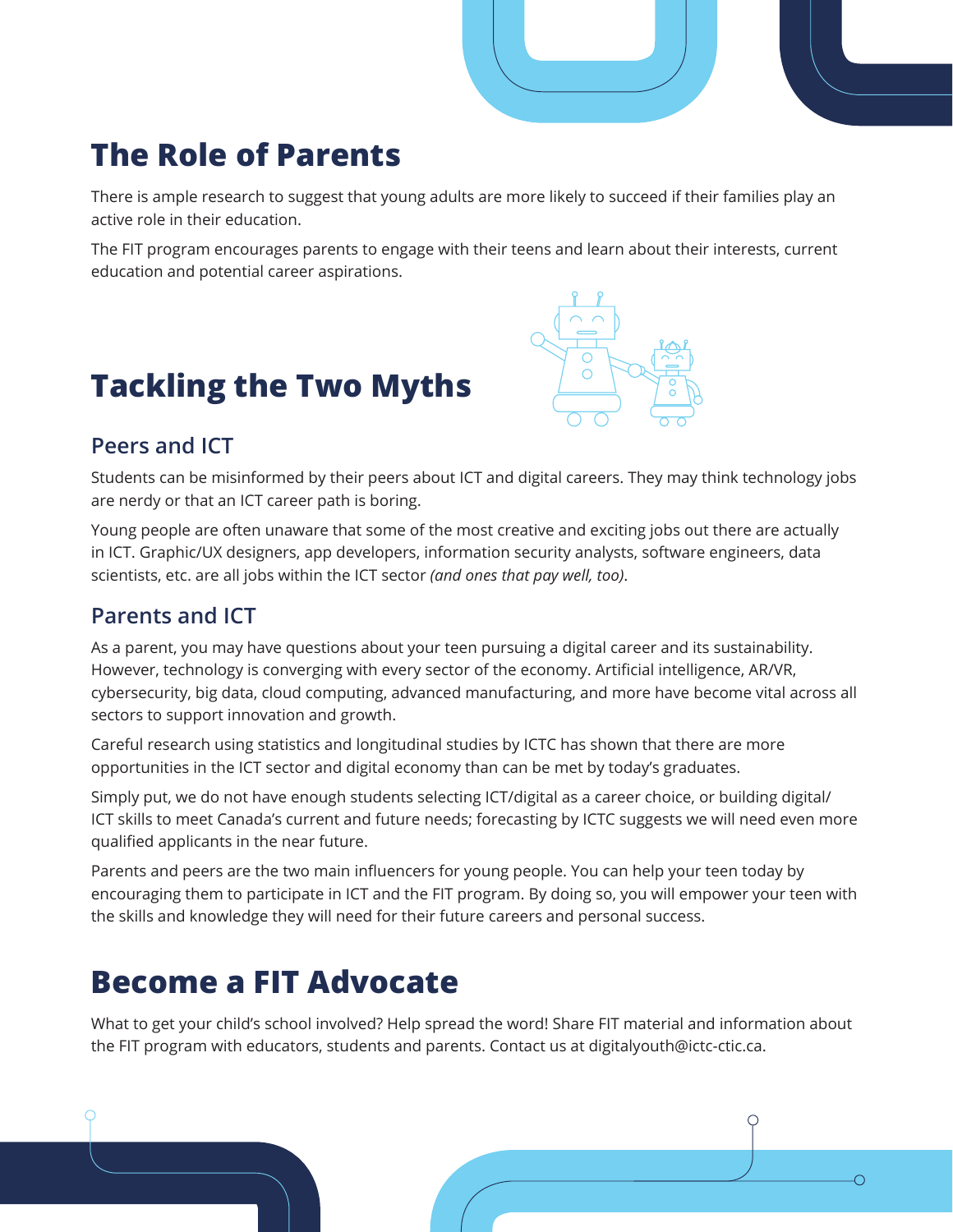# The Role of Parents

There is ample research to suggest that young adults are more likely to succeed if their families play an active role in their education.

The FIT program encourages parents to engage with their teens and learn about their interests, current education and potential career aspirations.

# Tackling the Two Myths

## Peers and ICT

Students can be misinformed by their peers about ICT and digital careers. They may think technology jobs are nerdy or that an ICT career path is boring.

Young people are often unaware that some of the most creative and exciting jobs out there are actually in ICT. Graphic/UX designers, app developers, information security analysts, software engineers, data scientists, etc. are all jobs within the ICT sector *(and ones that pay well, too)*.

## Parents and ICT

As a parent, you may have questions about your teen pursuing a digital career and its sustainability. However, technology is converging with every sector of the economy. Artificial intelligence, AR/VR, cybersecurity, big data, cloud computing, advanced manufacturing, and more have become vital across all sectors to support innovation and growth.

Careful research using statistics and longitudinal studies by ICTC has shown that there are more opportunities in the ICT sector and digital economy than can be met by today's graduates.

Simply put, we do not have enough students selecting ICT/digital as a career choice, or building digital/ICT skills to meet Canada's current and future needs; forecasting by ICTC suggests we will need even more qualified applicants in the near future.

Parents and peers are the two main influencers for young people. You can help your teen today by encouraging them to participate in ICT and the FIT program. By doing so, you will empower your teen with the skills and knowledge they will need for their future careers and personal success.

# Become a FIT Advocate

What to get your child's school involved? Help spread the word! Share FIT material and information about the FIT program with educators, students and parents. Contact us at digitalyouth@ictc-ctic.ca.